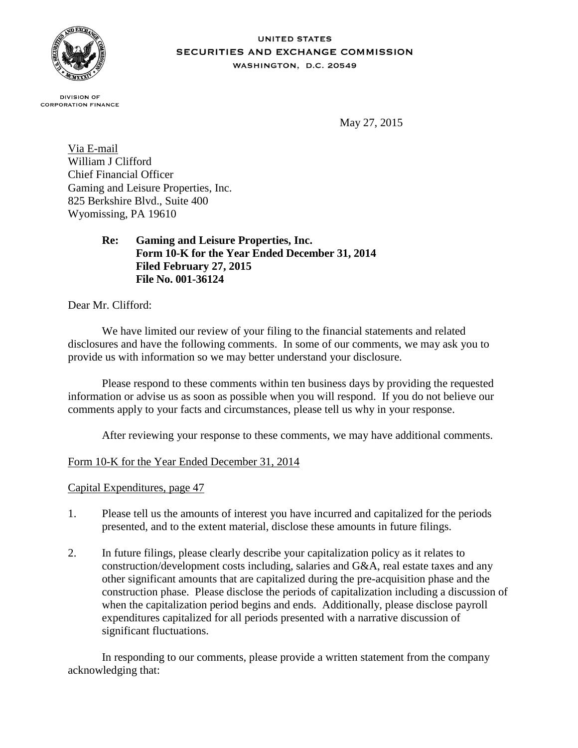UNITED STATES
SECURITIES AND EXCHANGE COMMISSION
WASHINGTON, D.C. 20549

DIVISION OF
CORPORATION FINANCE

May 27, 2015

Via E-mail
William J Clifford
Chief Financial Officer
Gaming and Leisure Properties, Inc.
825 Berkshire Blvd., Suite 400
Wyomissing, PA 19610

**Re: Gaming and Leisure Properties, Inc.**
**Form 10-K for the Year Ended December 31, 2014**
**Filed February 27, 2015**
**File No. 001-36124**

Dear Mr. Clifford:

We have limited our review of your filing to the financial statements and related disclosures and have the following comments. In some of our comments, we may ask you to provide us with information so we may better understand your disclosure.

Please respond to these comments within ten business days by providing the requested information or advise us as soon as possible when you will respond. If you do not believe our comments apply to your facts and circumstances, please tell us why in your response.

After reviewing your response to these comments, we may have additional comments.

Form 10-K for the Year Ended December 31, 2014

Capital Expenditures, page 47

1. Please tell us the amounts of interest you have incurred and capitalized for the periods presented, and to the extent material, disclose these amounts in future filings.

2. In future filings, please clearly describe your capitalization policy as it relates to construction/development costs including, salaries and G&A, real estate taxes and any other significant amounts that are capitalized during the pre-acquisition phase and the construction phase. Please disclose the periods of capitalization including a discussion of when the capitalization period begins and ends. Additionally, please disclose payroll expenditures capitalized for all periods presented with a narrative discussion of significant fluctuations.

In responding to our comments, please provide a written statement from the company acknowledging that: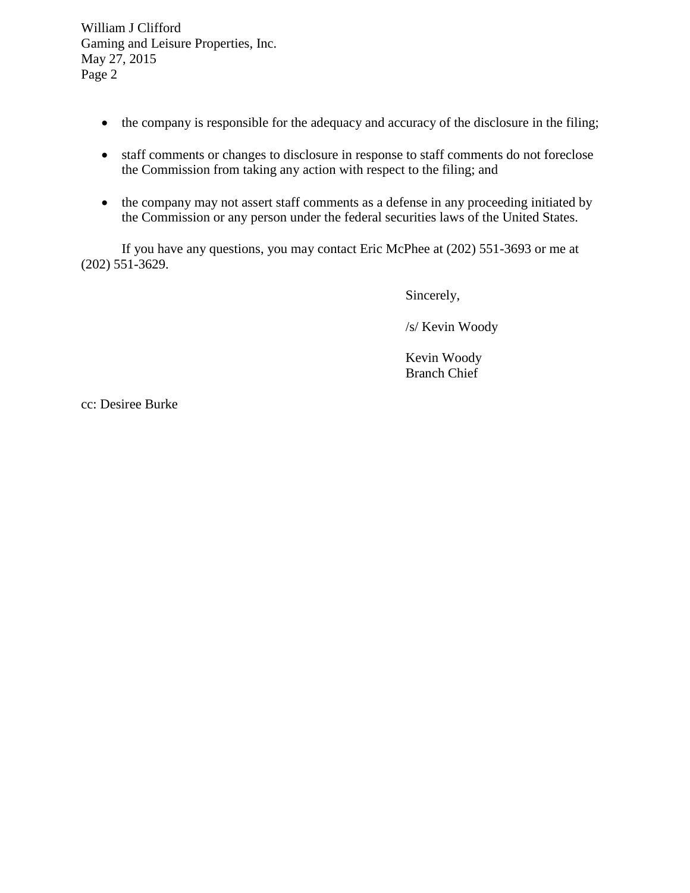- the company is responsible for the adequacy and accuracy of the disclosure in the filing;
- staff comments or changes to disclosure in response to staff comments do not foreclose the Commission from taking any action with respect to the filing; and
- the company may not assert staff comments as a defense in any proceeding initiated by the Commission or any person under the federal securities laws of the United States.

If you have any questions, you may contact Eric McPhee at (202) 551-3693 or me at (202) 551-3629.

Sincerely,

/s/ Kevin Woody

Kevin Woody
Branch Chief

cc: Desiree Burke